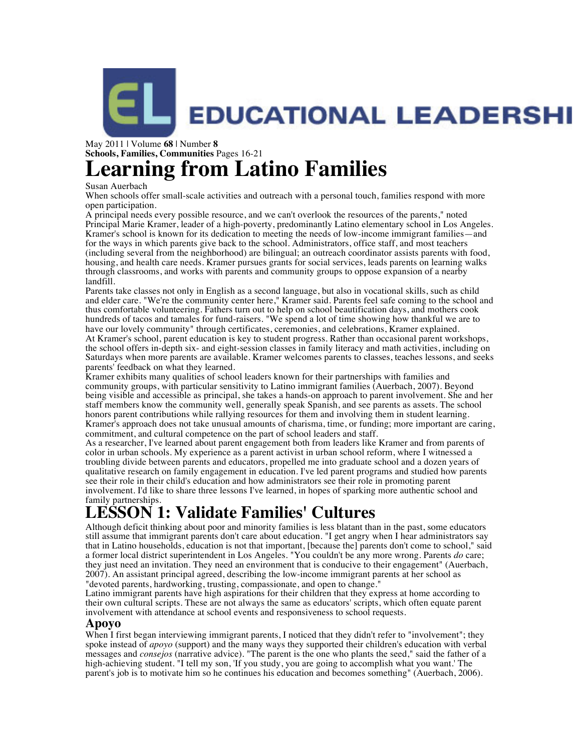May 2011 | Volume **68** | Number **8**
**Schools, Families, Communities** Pages 16-21

# Learning from Latino Families

Susan Auerbach

When schools offer small-scale activities and outreach with a personal touch, families respond with more open participation.

A principal needs every possible resource, and we can't overlook the resources of the parents," noted Principal Marie Kramer, leader of a high-poverty, predominantly Latino elementary school in Los Angeles. Kramer's school is known for its dedication to meeting the needs of low-income immigrant families—and for the ways in which parents give back to the school. Administrators, office staff, and most teachers (including several from the neighborhood) are bilingual; an outreach coordinator assists parents with food, housing, and health care needs. Kramer pursues grants for social services, leads parents on learning walks through classrooms, and works with parents and community groups to oppose expansion of a nearby landfill.

Parents take classes not only in English as a second language, but also in vocational skills, such as child and elder care. "We're the community center here," Kramer said. Parents feel safe coming to the school and thus comfortable volunteering. Fathers turn out to help on school beautification days, and mothers cook hundreds of tacos and tamales for fund-raisers. "We spend a lot of time showing how thankful we are to have our lovely community" through certificates, ceremonies, and celebrations, Kramer explained.

At Kramer's school, parent education is key to student progress. Rather than occasional parent workshops, the school offers in-depth six- and eight-session classes in family literacy and math activities, including on Saturdays when more parents are available. Kramer welcomes parents to classes, teaches lessons, and seeks parents' feedback on what they learned.

Kramer exhibits many qualities of school leaders known for their partnerships with families and community groups, with particular sensitivity to Latino immigrant families (Auerbach, 2007). Beyond being visible and accessible as principal, she takes a hands-on approach to parent involvement. She and her staff members know the community well, generally speak Spanish, and see parents as assets. The school honors parent contributions while rallying resources for them and involving them in student learning. Kramer's approach does not take unusual amounts of charisma, time, or funding; more important are caring, commitment, and cultural competence on the part of school leaders and staff.

As a researcher, I've learned about parent engagement both from leaders like Kramer and from parents of color in urban schools. My experience as a parent activist in urban school reform, where I witnessed a troubling divide between parents and educators, propelled me into graduate school and a dozen years of qualitative research on family engagement in education. I've led parent programs and studied how parents see their role in their child's education and how administrators see their role in promoting parent involvement. I'd like to share three lessons I've learned, in hopes of sparking more authentic school and family partnerships.

## LESSON 1: Validate Families' Cultures

Although deficit thinking about poor and minority families is less blatant than in the past, some educators still assume that immigrant parents don't care about education. "I get angry when I hear administrators say that in Latino households, education is not that important, [because the] parents don't come to school," said a former local district superintendent in Los Angeles. "You couldn't be any more wrong. Parents *do* care; they just need an invitation. They need an environment that is conducive to their engagement" (Auerbach, 2007). An assistant principal agreed, describing the low-income immigrant parents at her school as "devoted parents, hardworking, trusting, compassionate, and open to change."

Latino immigrant parents have high aspirations for their children that they express at home according to their own cultural scripts. These are not always the same as educators' scripts, which often equate parent involvement with attendance at school events and responsiveness to school requests.

### Apoyo

When I first began interviewing immigrant parents, I noticed that they didn't refer to "involvement"; they spoke instead of *apoyo* (support) and the many ways they supported their children's education with verbal messages and *consejos* (narrative advice). "The parent is the one who plants the seed," said the father of a high-achieving student. "I tell my son, 'If you study, you are going to accomplish what you want.' The parent's job is to motivate him so he continues his education and becomes something" (Auerbach, 2006).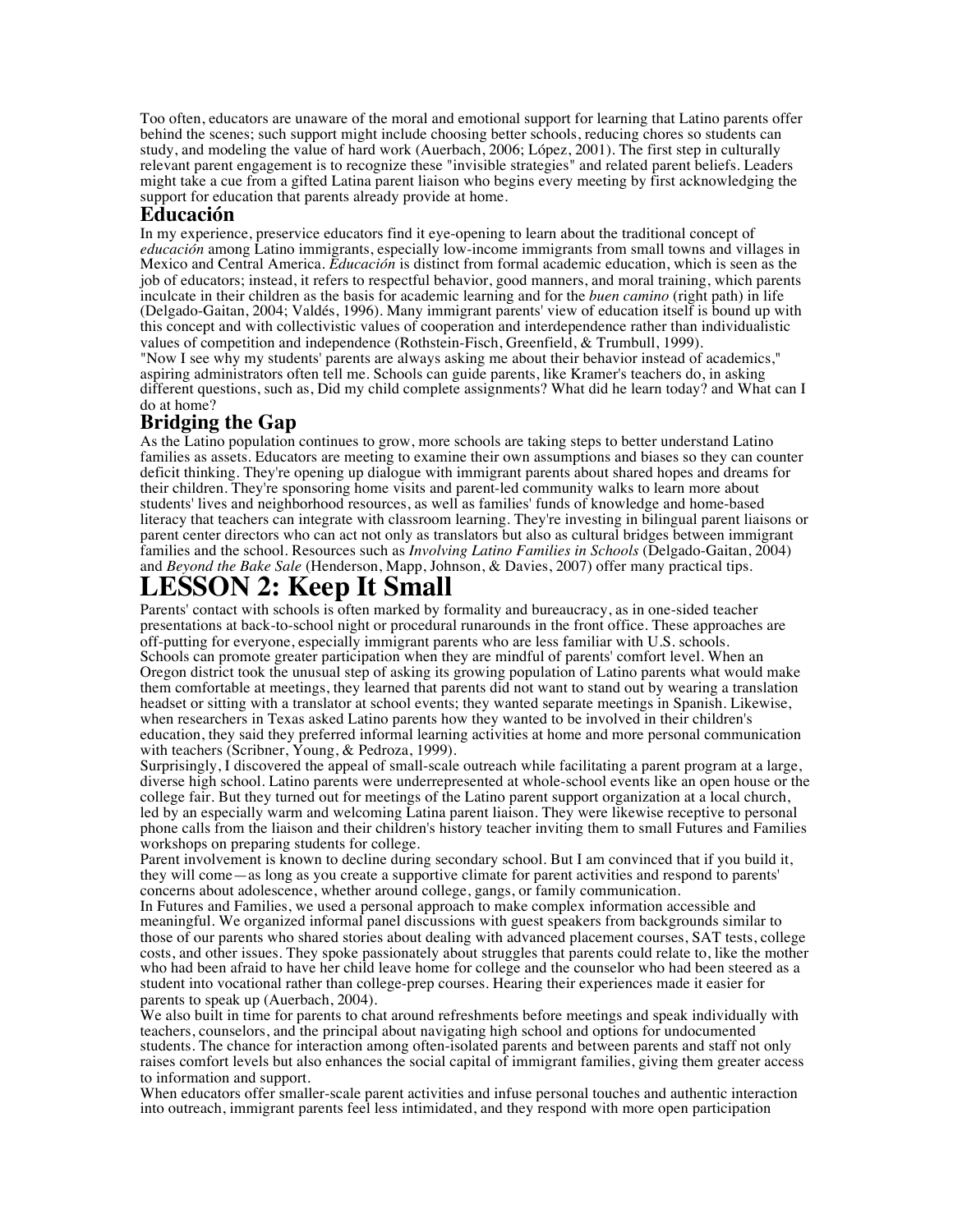Too often, educators are unaware of the moral and emotional support for learning that Latino parents offer behind the scenes; such support might include choosing better schools, reducing chores so students can study, and modeling the value of hard work (Auerbach, 2006; López, 2001). The first step in culturally relevant parent engagement is to recognize these "invisible strategies" and related parent beliefs. Leaders might take a cue from a gifted Latina parent liaison who begins every meeting by first acknowledging the support for education that parents already provide at home.

### Educación

In my experience, preservice educators find it eye-opening to learn about the traditional concept of *educación* among Latino immigrants, especially low-income immigrants from small towns and villages in Mexico and Central America. *Educación* is distinct from formal academic education, which is seen as the job of educators; instead, it refers to respectful behavior, good manners, and moral training, which parents inculcate in their children as the basis for academic learning and for the *buen camino* (right path) in life (Delgado-Gaitan, 2004; Valdés, 1996). Many immigrant parents' view of education itself is bound up with this concept and with collectivistic values of cooperation and interdependence rather than individualistic values of competition and independence (Rothstein-Fisch, Greenfield, & Trumbull, 1999).

"Now I see why my students' parents are always asking me about their behavior instead of academics," aspiring administrators often tell me. Schools can guide parents, like Kramer's teachers do, in asking different questions, such as, Did my child complete assignments? What did he learn today? and What can I do at home?

### Bridging the Gap

As the Latino population continues to grow, more schools are taking steps to better understand Latino families as assets. Educators are meeting to examine their own assumptions and biases so they can counter deficit thinking. They're opening up dialogue with immigrant parents about shared hopes and dreams for their children. They're sponsoring home visits and parent-led community walks to learn more about students' lives and neighborhood resources, as well as families' funds of knowledge and home-based literacy that teachers can integrate with classroom learning. They're investing in bilingual parent liaisons or parent center directors who can act not only as translators but also as cultural bridges between immigrant families and the school. Resources such as *Involving Latino Families in Schools* (Delgado-Gaitan, 2004) and *Beyond the Bake Sale* (Henderson, Mapp, Johnson, & Davies, 2007) offer many practical tips.

## LESSON 2: Keep It Small

Parents' contact with schools is often marked by formality and bureaucracy, as in one-sided teacher presentations at back-to-school night or procedural runarounds in the front office. These approaches are off-putting for everyone, especially immigrant parents who are less familiar with U.S. schools.

Schools can promote greater participation when they are mindful of parents' comfort level. When an Oregon district took the unusual step of asking its growing population of Latino parents what would make them comfortable at meetings, they learned that parents did not want to stand out by wearing a translation headset or sitting with a translator at school events; they wanted separate meetings in Spanish. Likewise, when researchers in Texas asked Latino parents how they wanted to be involved in their children's education, they said they preferred informal learning activities at home and more personal communication with teachers (Scribner, Young, & Pedroza, 1999).

Surprisingly, I discovered the appeal of small-scale outreach while facilitating a parent program at a large, diverse high school. Latino parents were underrepresented at whole-school events like an open house or the college fair. But they turned out for meetings of the Latino parent support organization at a local church, led by an especially warm and welcoming Latina parent liaison. They were likewise receptive to personal phone calls from the liaison and their children's history teacher inviting them to small Futures and Families workshops on preparing students for college.

Parent involvement is known to decline during secondary school. But I am convinced that if you build it, they will come—as long as you create a supportive climate for parent activities and respond to parents' concerns about adolescence, whether around college, gangs, or family communication.

In Futures and Families, we used a personal approach to make complex information accessible and meaningful. We organized informal panel discussions with guest speakers from backgrounds similar to those of our parents who shared stories about dealing with advanced placement courses, SAT tests, college costs, and other issues. They spoke passionately about struggles that parents could relate to, like the mother who had been afraid to have her child leave home for college and the counselor who had been steered as a student into vocational rather than college-prep courses. Hearing their experiences made it easier for parents to speak up (Auerbach, 2004).

We also built in time for parents to chat around refreshments before meetings and speak individually with teachers, counselors, and the principal about navigating high school and options for undocumented students. The chance for interaction among often-isolated parents and between parents and staff not only raises comfort levels but also enhances the social capital of immigrant families, giving them greater access to information and support.

When educators offer smaller-scale parent activities and infuse personal touches and authentic interaction into outreach, immigrant parents feel less intimidated, and they respond with more open participation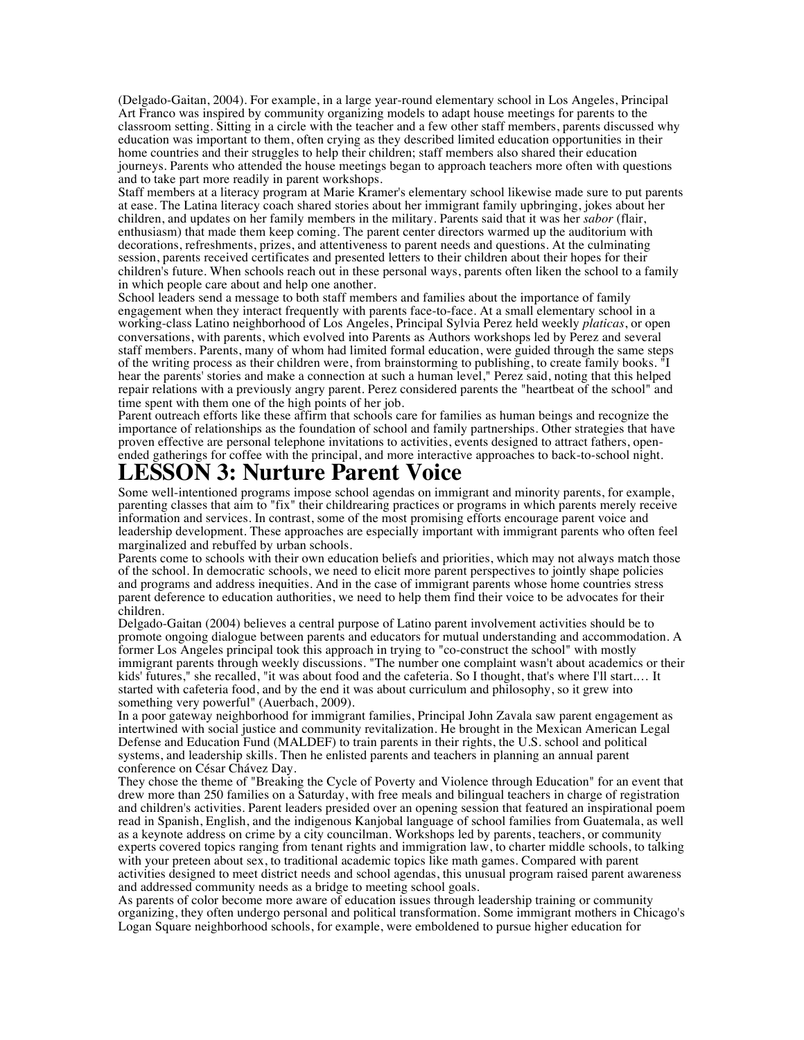(Delgado-Gaitan, 2004). For example, in a large year-round elementary school in Los Angeles, Principal Art Franco was inspired by community organizing models to adapt house meetings for parents to the classroom setting. Sitting in a circle with the teacher and a few other staff members, parents discussed why education was important to them, often crying as they described limited education opportunities in their home countries and their struggles to help their children; staff members also shared their education journeys. Parents who attended the house meetings began to approach teachers more often with questions and to take part more readily in parent workshops.

Staff members at a literacy program at Marie Kramer's elementary school likewise made sure to put parents at ease. The Latina literacy coach shared stories about her immigrant family upbringing, jokes about her children, and updates on her family members in the military. Parents said that it was her *sabor* (flair, enthusiasm) that made them keep coming. The parent center directors warmed up the auditorium with decorations, refreshments, prizes, and attentiveness to parent needs and questions. At the culminating session, parents received certificates and presented letters to their children about their hopes for their children's future. When schools reach out in these personal ways, parents often liken the school to a family in which people care about and help one another.

School leaders send a message to both staff members and families about the importance of family engagement when they interact frequently with parents face-to-face. At a small elementary school in a working-class Latino neighborhood of Los Angeles, Principal Sylvia Perez held weekly *platicas*, or open conversations, with parents, which evolved into Parents as Authors workshops led by Perez and several staff members. Parents, many of whom had limited formal education, were guided through the same steps of the writing process as their children were, from brainstorming to publishing, to create family books. "I hear the parents' stories and make a connection at such a human level," Perez said, noting that this helped repair relations with a previously angry parent. Perez considered parents the "heartbeat of the school" and time spent with them one of the high points of her job.

Parent outreach efforts like these affirm that schools care for families as human beings and recognize the importance of relationships as the foundation of school and family partnerships. Other strategies that have proven effective are personal telephone invitations to activities, events designed to attract fathers, open-ended gatherings for coffee with the principal, and more interactive approaches to back-to-school night.

# LESSON 3: Nurture Parent Voice

Some well-intentioned programs impose school agendas on immigrant and minority parents, for example, parenting classes that aim to "fix" their childrearing practices or programs in which parents merely receive information and services. In contrast, some of the most promising efforts encourage parent voice and leadership development. These approaches are especially important with immigrant parents who often feel marginalized and rebuffed by urban schools.

Parents come to schools with their own education beliefs and priorities, which may not always match those of the school. In democratic schools, we need to elicit more parent perspectives to jointly shape policies and programs and address inequities. And in the case of immigrant parents whose home countries stress parent deference to education authorities, we need to help them find their voice to be advocates for their children.

Delgado-Gaitan (2004) believes a central purpose of Latino parent involvement activities should be to promote ongoing dialogue between parents and educators for mutual understanding and accommodation. A former Los Angeles principal took this approach in trying to "co-construct the school" with mostly immigrant parents through weekly discussions. "The number one complaint wasn't about academics or their kids' futures," she recalled, "it was about food and the cafeteria. So I thought, that's where I'll start.… It started with cafeteria food, and by the end it was about curriculum and philosophy, so it grew into something very powerful" (Auerbach, 2009).

In a poor gateway neighborhood for immigrant families, Principal John Zavala saw parent engagement as intertwined with social justice and community revitalization. He brought in the Mexican American Legal Defense and Education Fund (MALDEF) to train parents in their rights, the U.S. school and political systems, and leadership skills. Then he enlisted parents and teachers in planning an annual parent conference on César Chávez Day.

They chose the theme of "Breaking the Cycle of Poverty and Violence through Education" for an event that drew more than 250 families on a Saturday, with free meals and bilingual teachers in charge of registration and children's activities. Parent leaders presided over an opening session that featured an inspirational poem read in Spanish, English, and the indigenous Kanjobal language of school families from Guatemala, as well as a keynote address on crime by a city councilman. Workshops led by parents, teachers, or community experts covered topics ranging from tenant rights and immigration law, to charter middle schools, to talking with your preteen about sex, to traditional academic topics like math games. Compared with parent activities designed to meet district needs and school agendas, this unusual program raised parent awareness and addressed community needs as a bridge to meeting school goals.

As parents of color become more aware of education issues through leadership training or community organizing, they often undergo personal and political transformation. Some immigrant mothers in Chicago's Logan Square neighborhood schools, for example, were emboldened to pursue higher education for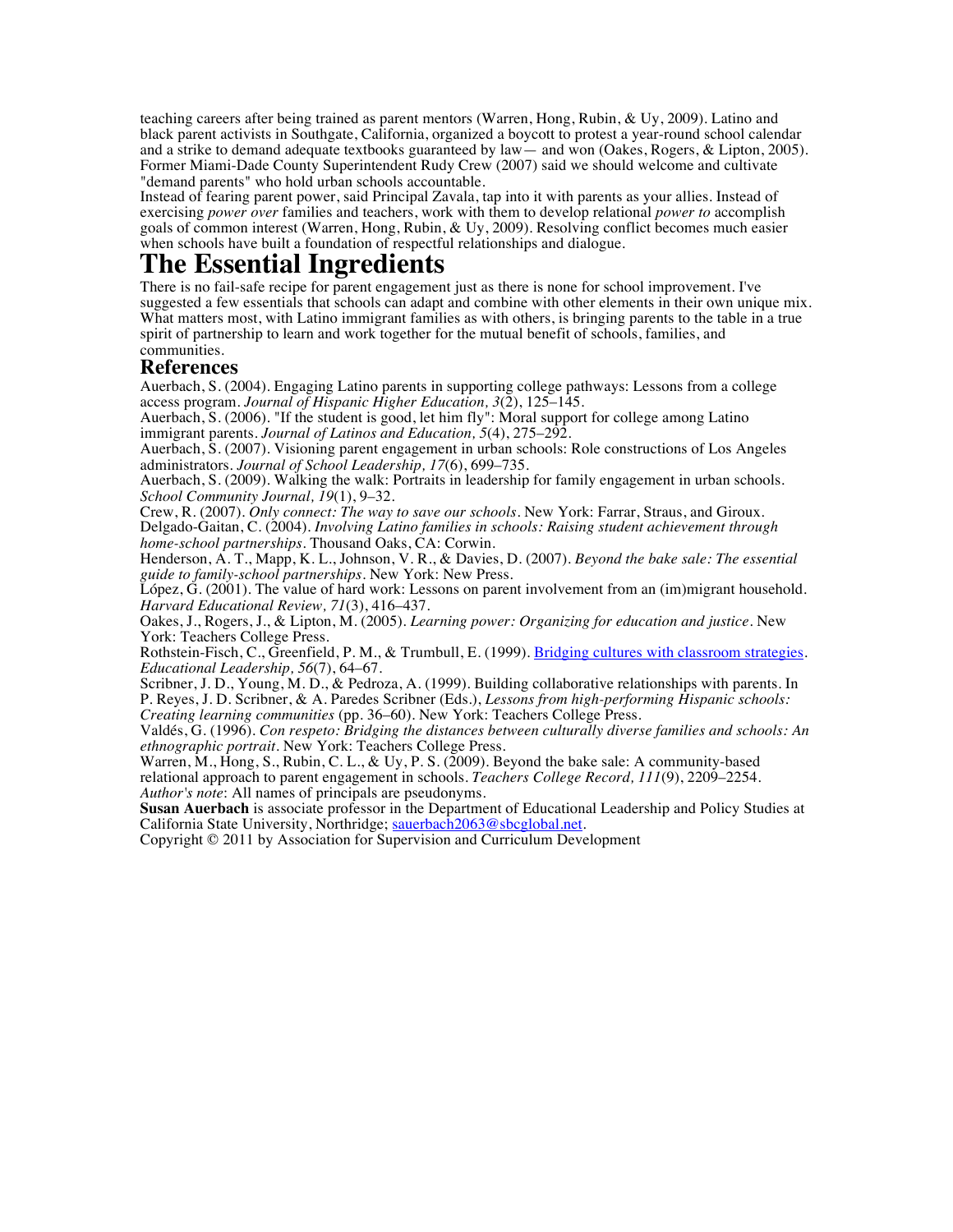teaching careers after being trained as parent mentors (Warren, Hong, Rubin, & Uy, 2009). Latino and black parent activists in Southgate, California, organized a boycott to protest a year-round school calendar and a strike to demand adequate textbooks guaranteed by law— and won (Oakes, Rogers, & Lipton, 2005). Former Miami-Dade County Superintendent Rudy Crew (2007) said we should welcome and cultivate "demand parents" who hold urban schools accountable.

Instead of fearing parent power, said Principal Zavala, tap into it with parents as your allies. Instead of exercising *power over* families and teachers, work with them to develop relational *power to* accomplish goals of common interest (Warren, Hong, Rubin, & Uy, 2009). Resolving conflict becomes much easier when schools have built a foundation of respectful relationships and dialogue.

# The Essential Ingredients

There is no fail-safe recipe for parent engagement just as there is none for school improvement. I've suggested a few essentials that schools can adapt and combine with other elements in their own unique mix. What matters most, with Latino immigrant families as with others, is bringing parents to the table in a true spirit of partnership to learn and work together for the mutual benefit of schools, families, and communities.

## References

Auerbach, S. (2004). Engaging Latino parents in supporting college pathways: Lessons from a college access program. *Journal of Hispanic Higher Education, 3*(2), 125–145.

Auerbach, S. (2006). "If the student is good, let him fly": Moral support for college among Latino immigrant parents. *Journal of Latinos and Education, 5*(4), 275–292.

Auerbach, S. (2007). Visioning parent engagement in urban schools: Role constructions of Los Angeles administrators. *Journal of School Leadership, 17*(6), 699–735.

Auerbach, S. (2009). Walking the walk: Portraits in leadership for family engagement in urban schools. *School Community Journal, 19*(1), 9–32.

Crew, R. (2007). *Only connect: The way to save our schools*. New York: Farrar, Straus, and Giroux.

Delgado-Gaitan, C. (2004). *Involving Latino families in schools: Raising student achievement through home-school partnerships*. Thousand Oaks, CA: Corwin.

Henderson, A. T., Mapp, K. L., Johnson, V. R., & Davies, D. (2007). *Beyond the bake sale: The essential guide to family-school partnerships*. New York: New Press.

López, G. (2001). The value of hard work: Lessons on parent involvement from an (im)migrant household. *Harvard Educational Review, 71*(3), 416–437.

Oakes, J., Rogers, J., & Lipton, M. (2005). *Learning power: Organizing for education and justice*. New York: Teachers College Press.

Rothstein-Fisch, C., Greenfield, P. M., & Trumbull, E. (1999). Bridging cultures with classroom strategies. *Educational Leadership, 56*(7), 64–67.

Scribner, J. D., Young, M. D., & Pedroza, A. (1999). Building collaborative relationships with parents. In P. Reyes, J. D. Scribner, & A. Paredes Scribner (Eds.), *Lessons from high-performing Hispanic schools: Creating learning communities* (pp. 36–60). New York: Teachers College Press.

Valdés, G. (1996). *Con respeto: Bridging the distances between culturally diverse families and schools: An ethnographic portrait*. New York: Teachers College Press.

Warren, M., Hong, S., Rubin, C. L., & Uy, P. S. (2009). Beyond the bake sale: A community-based relational approach to parent engagement in schools. *Teachers College Record, 111*(9), 2209–2254.

*Author's note*: All names of principals are pseudonyms.

**Susan Auerbach** is associate professor in the Department of Educational Leadership and Policy Studies at California State University, Northridge; sauerbach2063@sbcglobal.net.

Copyright © 2011 by Association for Supervision and Curriculum Development